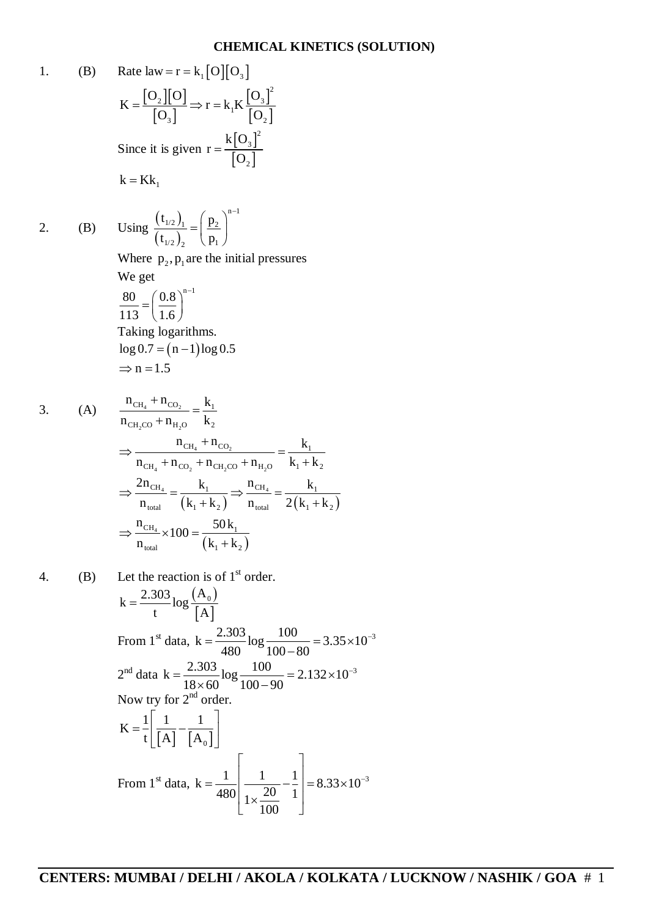# CHEMICAL KINETICS (SOLUTION)

1. (B) Rate law $= r = k_1[O][O_3]$

$$K = \frac{[O_2][O]}{[O_3]} \Rightarrow r = k_1 K \frac{[O_3]^2}{[O_2]}$$

Since it is given $r = \frac{k[O_3]^2}{[O_2]}$

$$k = Kk_1$$

2. (B) Using $\frac{(t_{1/2})_1}{(t_{1/2})_2} = \left(\frac{p_2}{p_1}\right)^{n-1}$

Where $p_2, p_1$ are the initial pressures

We get

$$\frac{80}{113} = \left(\frac{0.8}{1.6}\right)^{n-1}$$

Taking logarithms.

$$\log 0.7 = (n-1)\log 0.5$$

$$\Rightarrow n = 1.5$$

3. (A)

$$\frac{n_{CH_4} + n_{CO_2}}{n_{CH_2CO} + n_{H_2O}} = \frac{k_1}{k_2}$$

$$\Rightarrow \frac{n_{CH_4} + n_{CO_2}}{n_{CH_4} + n_{CO_2} + n_{CH_2CO} + n_{H_2O}} = \frac{k_1}{k_1 + k_2}$$

$$\Rightarrow \frac{2n_{CH_4}}{n_{total}} = \frac{k_1}{(k_1 + k_2)} \Rightarrow \frac{n_{CH_4}}{n_{total}} = \frac{k_1}{2(k_1 + k_2)}$$

$$\Rightarrow \frac{n_{CH_4}}{n_{total}} \times 100 = \frac{50\,k_1}{(k_1 + k_2)}$$

4. (B) Let the reaction is of 1st order.

$$k = \frac{2.303}{t}\log\frac{(A_0)}{[A]}$$

From 1st data, $k = \frac{2.303}{480}\log\frac{100}{100-80} = 3.35 \times 10^{-3}$

2nd data $k = \frac{2.303}{18 \times 60}\log\frac{100}{100-90} = 2.132 \times 10^{-3}$

Now try for 2nd order.

$$K = \frac{1}{t}\left[\frac{1}{[A]} - \frac{1}{[A_0]}\right]$$

From 1st data, $k = \frac{1}{480}\left[\frac{1}{1 \times \frac{20}{100}} - \frac{1}{1}\right] = 8.33 \times 10^{-3}$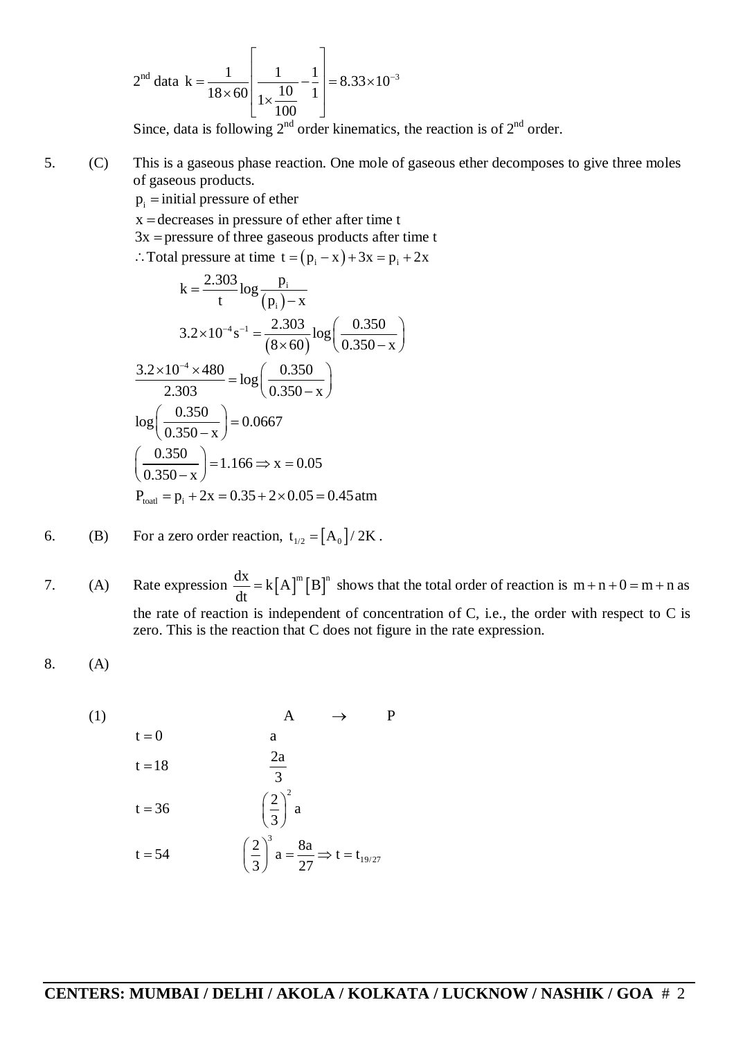$$2^{nd} \text{ data } k = \frac{1}{18 \times 60}\left[\frac{1}{1 \times \frac{10}{100}} - \frac{1}{1}\right] = 8.33 \times 10^{-3}$$

Since, data is following $2^{nd}$ order kinematics, the reaction is of $2^{nd}$ order.

5. (C) This is a gaseous phase reaction. One mole of gaseous ether decomposes to give three moles of gaseous products.

$p_i =$ initial pressure of ether

$x =$ decreases in pressure of ether after time t

$3x =$ pressure of three gaseous products after time t

$\therefore$ Total pressure at time $t = (p_i - x) + 3x = p_i + 2x$

$$k = \frac{2.303}{t}\log\frac{p_i}{(p_i) - x}$$

$$3.2 \times 10^{-4} s^{-1} = \frac{2.303}{(8 \times 60)}\log\left(\frac{0.350}{0.350 - x}\right)$$

$$\frac{3.2 \times 10^{-4} \times 480}{2.303} = \log\left(\frac{0.350}{0.350 - x}\right)$$

$$\log\left(\frac{0.350}{0.350 - x}\right) = 0.0667$$

$$\left(\frac{0.350}{0.350 - x}\right) = 1.166 \Rightarrow x = 0.05$$

$$P_{toatl} = p_i + 2x = 0.35 + 2 \times 0.05 = 0.45\,\text{atm}$$

6. (B) For a zero order reaction, $t_{1/2} = [A_0]/2K$.

7. (A) Rate expression $\frac{dx}{dt} = k[A]^m[B]^n$ shows that the total order of reaction is $m + n + 0 = m + n$ as the rate of reaction is independent of concentration of C, i.e., the order with respect to C is zero. This is the reaction that C does not figure in the rate expression.

8. (A)

(1)

| | A $\rightarrow$ P |
|---|---|
| $t = 0$ | $a$ |
| $t = 18$ | $\frac{2a}{3}$ |
| $t = 36$ | $\left(\frac{2}{3}\right)^2 a$ |
| $t = 54$ | $\left(\frac{2}{3}\right)^3 a = \frac{8a}{27} \Rightarrow t = t_{19/27}$ |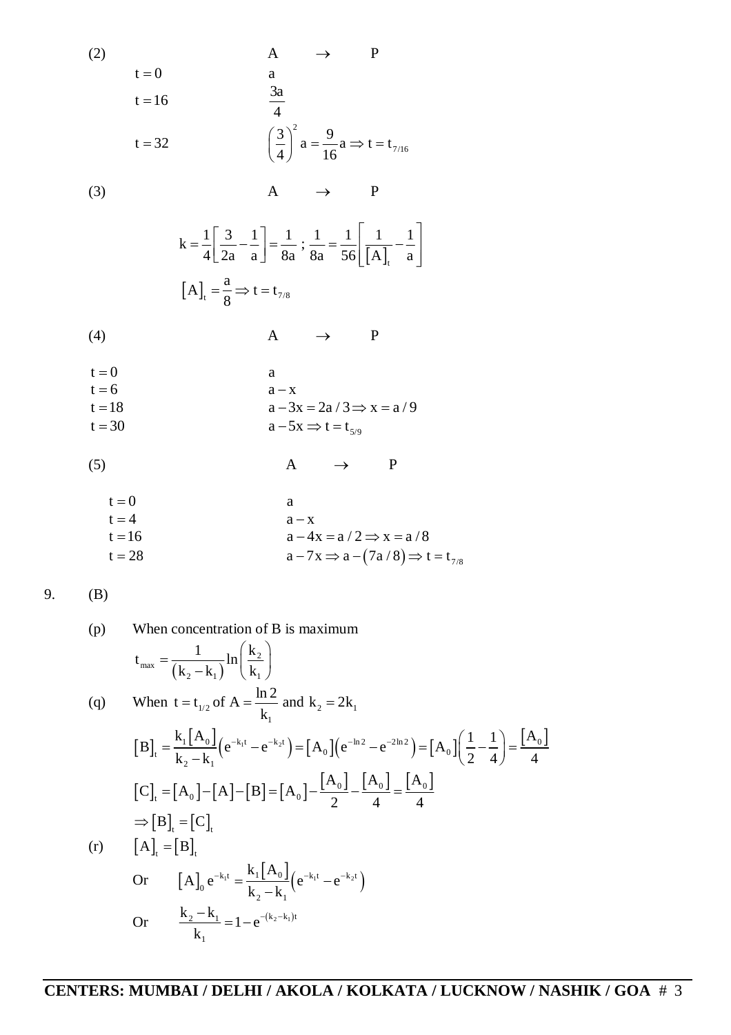(2) $A \rightarrow P$

$t = 0$ &nbsp;&nbsp; $a$

$t = 16$ &nbsp;&nbsp; $\frac{3a}{4}$

$t = 32$ &nbsp;&nbsp; $\left(\frac{3}{4}\right)^2 a = \frac{9}{16} a \Rightarrow t = t_{7/16}$

(3) $A \rightarrow P$

$$k = \frac{1}{4}\left[\frac{3}{2a} - \frac{1}{a}\right] = \frac{1}{8a} \; ; \; \frac{1}{8a} = \frac{1}{56}\left[\frac{1}{[A]_t} - \frac{1}{a}\right]$$

$$[A]_t = \frac{a}{8} \Rightarrow t = t_{7/8}$$

(4) $A \rightarrow P$

$t = 0$ &nbsp;&nbsp; $a$

$t = 6$ &nbsp;&nbsp; $a - x$

$t = 18$ &nbsp;&nbsp; $a - 3x = 2a/3 \Rightarrow x = a/9$

$t = 30$ &nbsp;&nbsp; $a - 5x \Rightarrow t = t_{5/9}$

(5) $A \rightarrow P$

$t = 0$ &nbsp;&nbsp; $a$

$t = 4$ &nbsp;&nbsp; $a - x$

$t = 16$ &nbsp;&nbsp; $a - 4x = a/2 \Rightarrow x = a/8$

$t = 28$ &nbsp;&nbsp; $a - 7x \Rightarrow a - (7a/8) \Rightarrow t = t_{7/8}$

9. (B)

(p) When concentration of B is maximum

$$t_{max} = \frac{1}{(k_2 - k_1)} \ln\left(\frac{k_2}{k_1}\right)$$

(q) When $t = t_{1/2}$ of $A = \frac{\ln 2}{k_1}$ and $k_2 = 2k_1$

$$[B]_t = \frac{k_1[A_0]}{k_2 - k_1}\left(e^{-k_1 t} - e^{-k_2 t}\right) = [A_0]\left(e^{-\ln 2} - e^{-2\ln 2}\right) = [A_0]\left(\frac{1}{2} - \frac{1}{4}\right) = \frac{[A_0]}{4}$$

$$[C]_t = [A_0] - [A] - [B] = [A_0] - \frac{[A_0]}{2} - \frac{[A_0]}{4} = \frac{[A_0]}{4}$$

$$\Rightarrow [B]_t = [C]_t$$

(r) $[A]_t = [B]_t$

Or $$[A]_0 e^{-k_1 t} = \frac{k_1[A_0]}{k_2 - k_1}\left(e^{-k_1 t} - e^{-k_2 t}\right)$$

Or $$\frac{k_2 - k_1}{k_1} = 1 - e^{-(k_2 - k_1)t}$$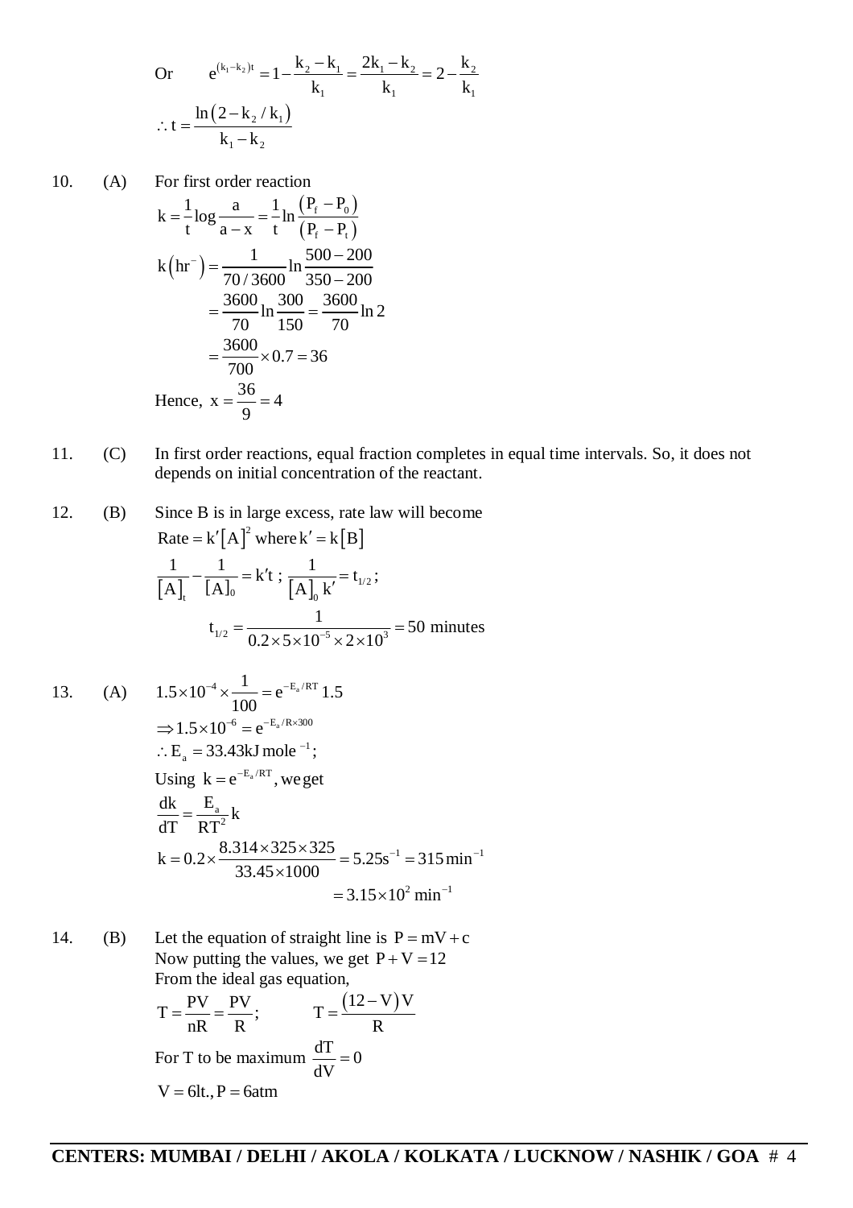Or $\quad e^{(k_1-k_2)t} = 1 - \dfrac{k_2 - k_1}{k_1} = \dfrac{2k_1 - k_2}{k_1} = 2 - \dfrac{k_2}{k_1}$

$$\therefore t = \frac{\ln(2 - k_2/k_1)}{k_1 - k_2}$$

10. (A) For first order reaction

$$k = \frac{1}{t}\log\frac{a}{a-x} = \frac{1}{t}\ln\frac{(P_f - P_0)}{(P_f - P_t)}$$

$$k(hr^{-}) = \frac{1}{70/3600}\ln\frac{500-200}{350-200}$$

$$= \frac{3600}{70}\ln\frac{300}{150} = \frac{3600}{70}\ln 2$$

$$= \frac{3600}{700}\times 0.7 = 36$$

Hence, $x = \dfrac{36}{9} = 4$

11. (C) In first order reactions, equal fraction completes in equal time intervals. So, it does not depends on initial concentration of the reactant.

12. (B) Since B is in large excess, rate law will become

Rate $= k'[A]^2$ where $k' = k[B]$

$$\frac{1}{[A]_t} - \frac{1}{[A]_0} = k't\ ;\ \frac{1}{[A]_0 k'} = t_{1/2}\ ;$$

$$t_{1/2} = \frac{1}{0.2\times 5\times 10^{-5}\times 2\times 10^{3}} = 50 \text{ minutes}$$

13. (A) $1.5\times 10^{-4}\times\dfrac{1}{100} = e^{-E_a/RT}\,1.5$

$$\Rightarrow 1.5\times 10^{-6} = e^{-E_a/R\times 300}$$

$\therefore E_a = 33.43\,\text{kJ mole}^{-1}$;

Using $k = e^{-E_a/RT}$, we get

$$\frac{dk}{dT} = \frac{E_a}{RT^2}k$$

$$k = 0.2\times\frac{8.314\times 325\times 325}{33.45\times 1000} = 5.25\,s^{-1} = 315\,\text{min}^{-1}$$

$$= 3.15\times 10^{2}\,\text{min}^{-1}$$

14. (B) Let the equation of straight line is $P = mV + c$

Now putting the values, we get $P + V = 12$

From the ideal gas equation,

$$T = \frac{PV}{nR} = \frac{PV}{R}; \qquad T = \frac{(12-V)V}{R}$$

For T to be maximum $\dfrac{dT}{dV} = 0$

$V = 6\,\text{lt.}, P = 6\,\text{atm}$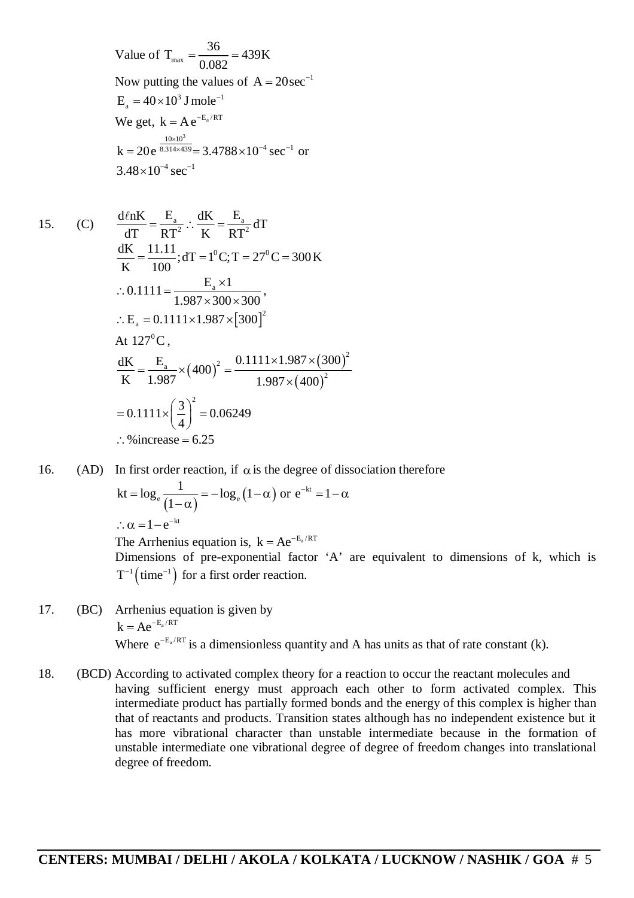Value of $T_{max} = \dfrac{36}{0.082} = 439\text{K}$

Now putting the values of $A = 20\,\text{sec}^{-1}$

$E_a = 40\times10^3\,\text{J mole}^{-1}$

We get, $k = A\,e^{-E_a/RT}$

$k = 20\,e^{\frac{10\times10^3}{8.314\times439}} = 3.4788\times10^{-4}\,\text{sec}^{-1}$ or

$3.48\times10^{-4}\,\text{sec}^{-1}$

15. (C)

$$\frac{d\ell nK}{dT} = \frac{E_a}{RT^2} \therefore \frac{dK}{K} = \frac{E_a}{RT^2}dT$$

$$\frac{dK}{K} = \frac{11.11}{100}; dT = 1^0\text{C}; T = 27^0\text{C} = 300\,\text{K}$$

$$\therefore 0.1111 = \frac{E_a\times1}{1.987\times300\times300},$$

$$\therefore E_a = 0.1111\times1.987\times[300]^2$$

At $127^0\text{C}$,

$$\frac{dK}{K} = \frac{E_a}{1.987}\times(400)^2 = \frac{0.1111\times1.987\times(300)^2}{1.987\times(400)^2}$$

$$= 0.1111\times\left(\frac{3}{4}\right)^2 = 0.06249$$

$\therefore$ %increase $= 6.25$

16. (AD) In first order reaction, if $\alpha$ is the degree of dissociation therefore

$$kt = \log_e\frac{1}{(1-\alpha)} = -\log_e(1-\alpha) \text{ or } e^{-kt} = 1-\alpha$$

$$\therefore \alpha = 1 - e^{-kt}$$

The Arrhenius equation is, $k = Ae^{-E_a/RT}$

Dimensions of pre-exponential factor 'A' are equivalent to dimensions of k, which is $T^{-1}(\text{time}^{-1})$ for a first order reaction.

17. (BC) Arrhenius equation is given by

$$k = Ae^{-E_a/RT}$$

Where $e^{-E_a/RT}$ is a dimensionless quantity and A has units as that of rate constant (k).

18. (BCD) According to activated complex theory for a reaction to occur the reactant molecules and having sufficient energy must approach each other to form activated complex. This intermediate product has partially formed bonds and the energy of this complex is higher than that of reactants and products. Transition states although has no independent existence but it has more vibrational character than unstable intermediate because in the formation of unstable intermediate one vibrational degree of degree of freedom changes into translational degree of freedom.